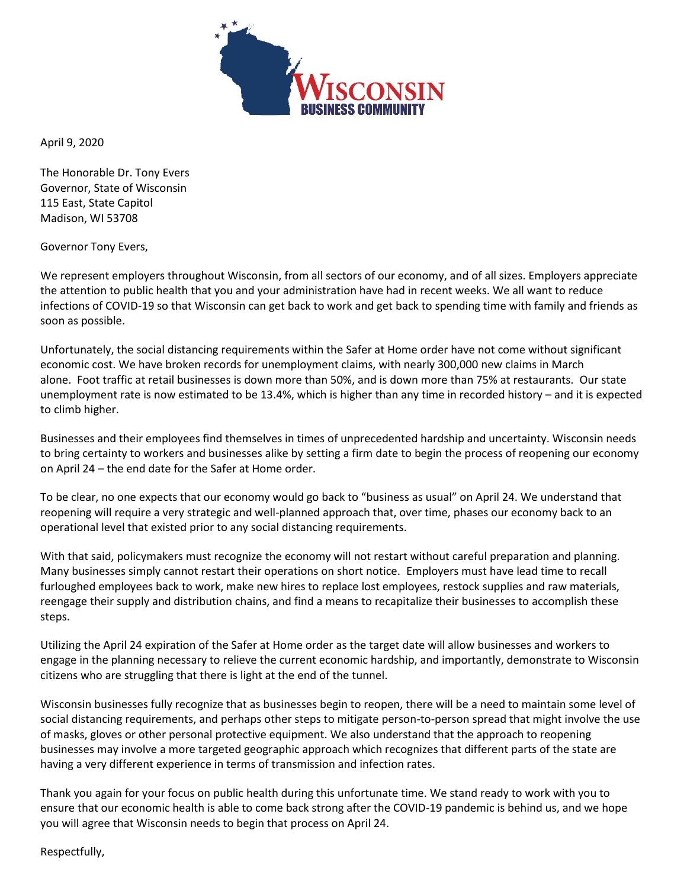**Wisconsin Business Community**

April 9, 2020

The Honorable Dr. Tony Evers
Governor, State of Wisconsin
115 East, State Capitol
Madison, WI 53708

Governor Tony Evers,

We represent employers throughout Wisconsin, from all sectors of our economy, and of all sizes. Employers appreciate the attention to public health that you and your administration have had in recent weeks. We all want to reduce infections of COVID-19 so that Wisconsin can get back to work and get back to spending time with family and friends as soon as possible.

Unfortunately, the social distancing requirements within the Safer at Home order have not come without significant economic cost. We have broken records for unemployment claims, with nearly 300,000 new claims in March alone. Foot traffic at retail businesses is down more than 50%, and is down more than 75% at restaurants. Our state unemployment rate is now estimated to be 13.4%, which is higher than any time in recorded history – and it is expected to climb higher.

Businesses and their employees find themselves in times of unprecedented hardship and uncertainty. Wisconsin needs to bring certainty to workers and businesses alike by setting a firm date to begin the process of reopening our economy on April 24 – the end date for the Safer at Home order.

To be clear, no one expects that our economy would go back to "business as usual" on April 24. We understand that reopening will require a very strategic and well-planned approach that, over time, phases our economy back to an operational level that existed prior to any social distancing requirements.

With that said, policymakers must recognize the economy will not restart without careful preparation and planning. Many businesses simply cannot restart their operations on short notice. Employers must have lead time to recall furloughed employees back to work, make new hires to replace lost employees, restock supplies and raw materials, reengage their supply and distribution chains, and find a means to recapitalize their businesses to accomplish these steps.

Utilizing the April 24 expiration of the Safer at Home order as the target date will allow businesses and workers to engage in the planning necessary to relieve the current economic hardship, and importantly, demonstrate to Wisconsin citizens who are struggling that there is light at the end of the tunnel.

Wisconsin businesses fully recognize that as businesses begin to reopen, there will be a need to maintain some level of social distancing requirements, and perhaps other steps to mitigate person-to-person spread that might involve the use of masks, gloves or other personal protective equipment. We also understand that the approach to reopening businesses may involve a more targeted geographic approach which recognizes that different parts of the state are having a very different experience in terms of transmission and infection rates.

Thank you again for your focus on public health during this unfortunate time. We stand ready to work with you to ensure that our economic health is able to come back strong after the COVID-19 pandemic is behind us, and we hope you will agree that Wisconsin needs to begin that process on April 24.

Respectfully,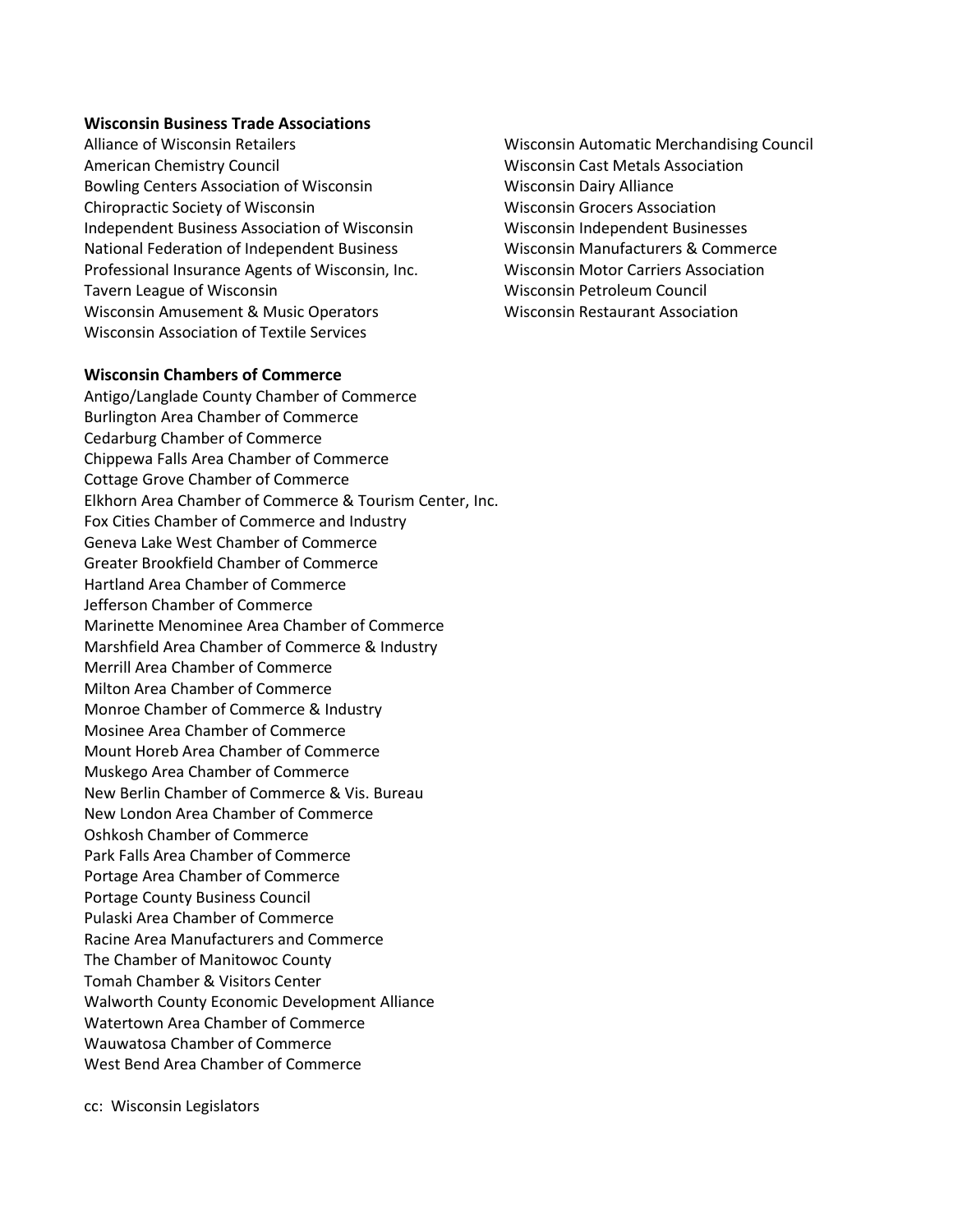**Wisconsin Business Trade Associations**

Alliance of Wisconsin Retailers
American Chemistry Council
Bowling Centers Association of Wisconsin
Chiropractic Society of Wisconsin
Independent Business Association of Wisconsin
National Federation of Independent Business
Professional Insurance Agents of Wisconsin, Inc.
Tavern League of Wisconsin
Wisconsin Amusement & Music Operators
Wisconsin Association of Textile Services
Wisconsin Automatic Merchandising Council
Wisconsin Cast Metals Association
Wisconsin Dairy Alliance
Wisconsin Grocers Association
Wisconsin Independent Businesses
Wisconsin Manufacturers & Commerce
Wisconsin Motor Carriers Association
Wisconsin Petroleum Council
Wisconsin Restaurant Association

**Wisconsin Chambers of Commerce**

Antigo/Langlade County Chamber of Commerce
Burlington Area Chamber of Commerce
Cedarburg Chamber of Commerce
Chippewa Falls Area Chamber of Commerce
Cottage Grove Chamber of Commerce
Elkhorn Area Chamber of Commerce & Tourism Center, Inc.
Fox Cities Chamber of Commerce and Industry
Geneva Lake West Chamber of Commerce
Greater Brookfield Chamber of Commerce
Hartland Area Chamber of Commerce
Jefferson Chamber of Commerce
Marinette Menominee Area Chamber of Commerce
Marshfield Area Chamber of Commerce & Industry
Merrill Area Chamber of Commerce
Milton Area Chamber of Commerce
Monroe Chamber of Commerce & Industry
Mosinee Area Chamber of Commerce
Mount Horeb Area Chamber of Commerce
Muskego Area Chamber of Commerce
New Berlin Chamber of Commerce & Vis. Bureau
New London Area Chamber of Commerce
Oshkosh Chamber of Commerce
Park Falls Area Chamber of Commerce
Portage Area Chamber of Commerce
Portage County Business Council
Pulaski Area Chamber of Commerce
Racine Area Manufacturers and Commerce
The Chamber of Manitowoc County
Tomah Chamber & Visitors Center
Walworth County Economic Development Alliance
Watertown Area Chamber of Commerce
Wauwatosa Chamber of Commerce
West Bend Area Chamber of Commerce

cc: Wisconsin Legislators